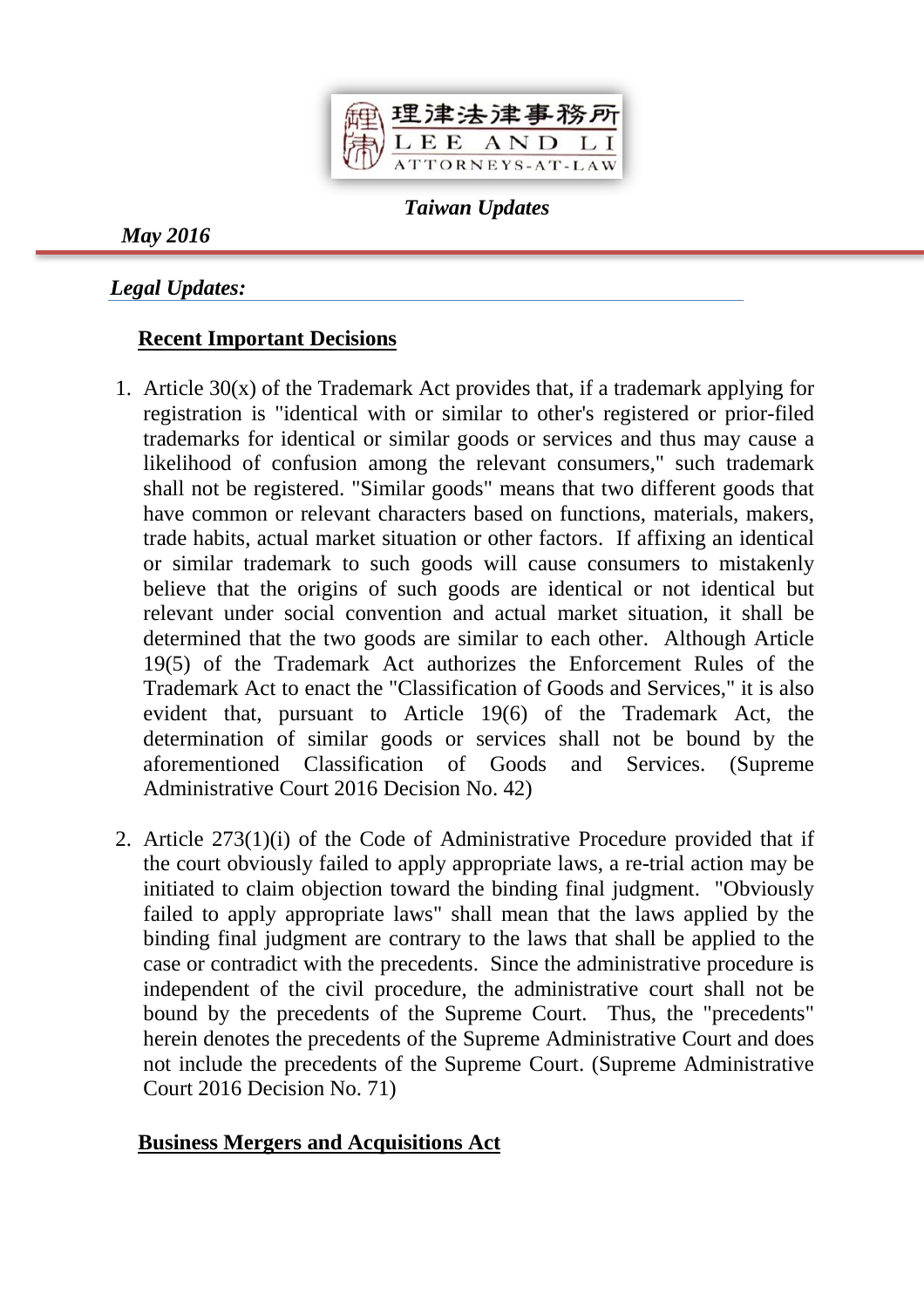理律法律事務所
LEE AND LI
ATTORNEYS-AT-LAW

*Taiwan Updates*

*May 2016*

*Legal Updates:*

## Recent Important Decisions

1. Article 30(x) of the Trademark Act provides that, if a trademark applying for registration is "identical with or similar to other's registered or prior-filed trademarks for identical or similar goods or services and thus may cause a likelihood of confusion among the relevant consumers," such trademark shall not be registered. "Similar goods" means that two different goods that have common or relevant characters based on functions, materials, makers, trade habits, actual market situation or other factors. If affixing an identical or similar trademark to such goods will cause consumers to mistakenly believe that the origins of such goods are identical or not identical but relevant under social convention and actual market situation, it shall be determined that the two goods are similar to each other. Although Article 19(5) of the Trademark Act authorizes the Enforcement Rules of the Trademark Act to enact the "Classification of Goods and Services," it is also evident that, pursuant to Article 19(6) of the Trademark Act, the determination of similar goods or services shall not be bound by the aforementioned Classification of Goods and Services. (Supreme Administrative Court 2016 Decision No. 42)

2. Article 273(1)(i) of the Code of Administrative Procedure provided that if the court obviously failed to apply appropriate laws, a re-trial action may be initiated to claim objection toward the binding final judgment. "Obviously failed to apply appropriate laws" shall mean that the laws applied by the binding final judgment are contrary to the laws that shall be applied to the case or contradict with the precedents. Since the administrative procedure is independent of the civil procedure, the administrative court shall not be bound by the precedents of the Supreme Court. Thus, the "precedents" herein denotes the precedents of the Supreme Administrative Court and does not include the precedents of the Supreme Court. (Supreme Administrative Court 2016 Decision No. 71)

## Business Mergers and Acquisitions Act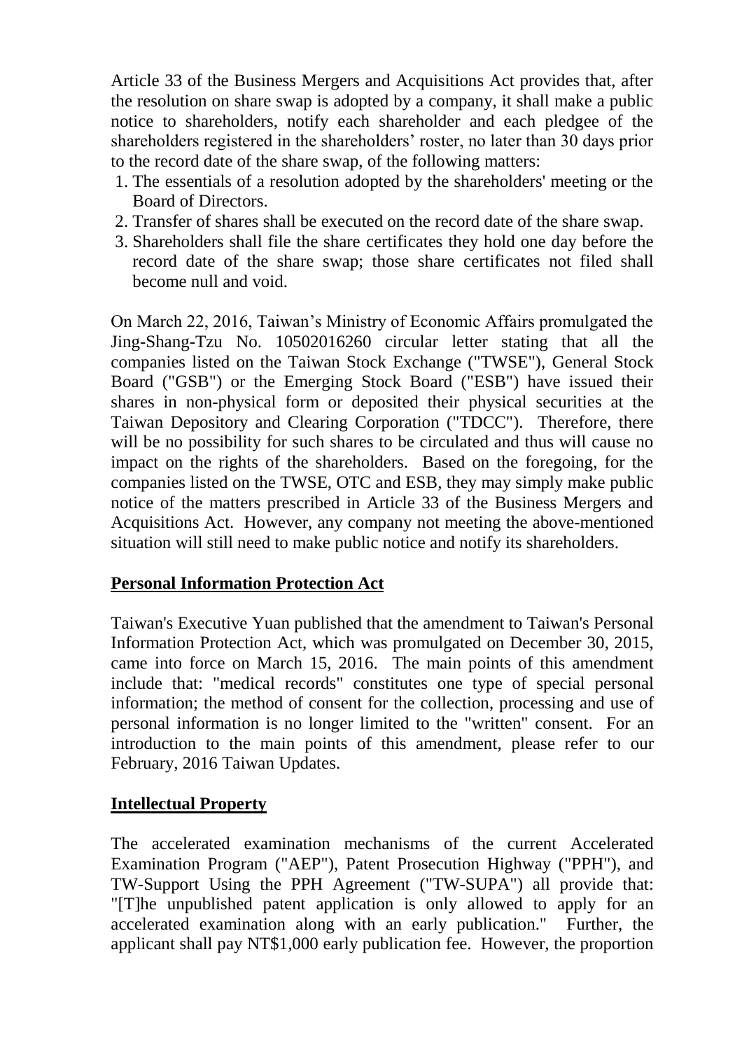Article 33 of the Business Mergers and Acquisitions Act provides that, after the resolution on share swap is adopted by a company, it shall make a public notice to shareholders, notify each shareholder and each pledgee of the shareholders registered in the shareholders' roster, no later than 30 days prior to the record date of the share swap, of the following matters:

1. The essentials of a resolution adopted by the shareholders' meeting or the Board of Directors.
2. Transfer of shares shall be executed on the record date of the share swap.
3. Shareholders shall file the share certificates they hold one day before the record date of the share swap; those share certificates not filed shall become null and void.

On March 22, 2016, Taiwan's Ministry of Economic Affairs promulgated the Jing-Shang-Tzu No. 10502016260 circular letter stating that all the companies listed on the Taiwan Stock Exchange ("TWSE"), General Stock Board ("GSB") or the Emerging Stock Board ("ESB") have issued their shares in non-physical form or deposited their physical securities at the Taiwan Depository and Clearing Corporation ("TDCC"). Therefore, there will be no possibility for such shares to be circulated and thus will cause no impact on the rights of the shareholders. Based on the foregoing, for the companies listed on the TWSE, OTC and ESB, they may simply make public notice of the matters prescribed in Article 33 of the Business Mergers and Acquisitions Act. However, any company not meeting the above-mentioned situation will still need to make public notice and notify its shareholders.

## Personal Information Protection Act

Taiwan's Executive Yuan published that the amendment to Taiwan's Personal Information Protection Act, which was promulgated on December 30, 2015, came into force on March 15, 2016. The main points of this amendment include that: "medical records" constitutes one type of special personal information; the method of consent for the collection, processing and use of personal information is no longer limited to the "written" consent. For an introduction to the main points of this amendment, please refer to our February, 2016 Taiwan Updates.

## Intellectual Property

The accelerated examination mechanisms of the current Accelerated Examination Program ("AEP"), Patent Prosecution Highway ("PPH"), and TW-Support Using the PPH Agreement ("TW-SUPA") all provide that: "[T]he unpublished patent application is only allowed to apply for an accelerated examination along with an early publication." Further, the applicant shall pay NT$1,000 early publication fee. However, the proportion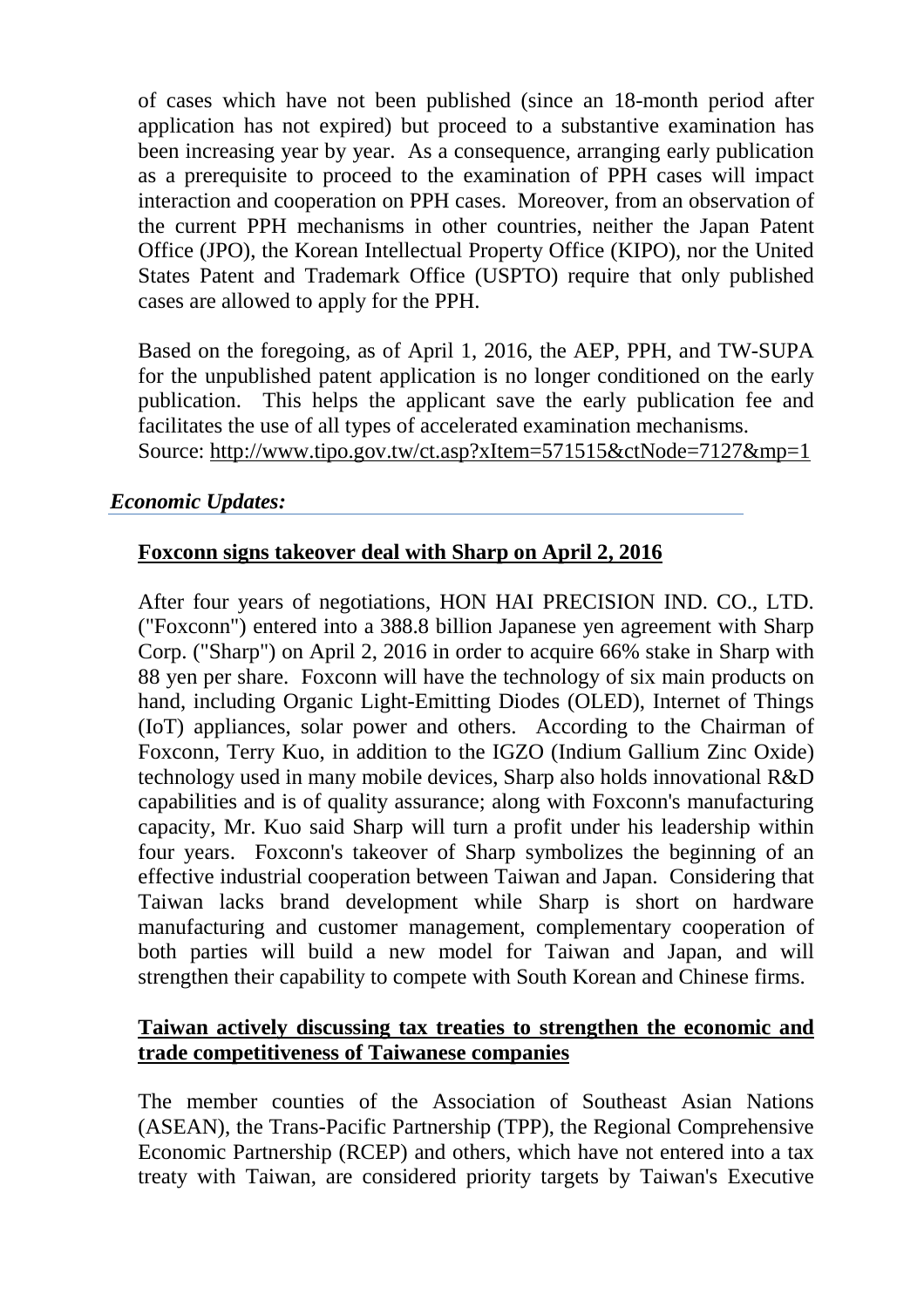of cases which have not been published (since an 18-month period after application has not expired) but proceed to a substantive examination has been increasing year by year. As a consequence, arranging early publication as a prerequisite to proceed to the examination of PPH cases will impact interaction and cooperation on PPH cases. Moreover, from an observation of the current PPH mechanisms in other countries, neither the Japan Patent Office (JPO), the Korean Intellectual Property Office (KIPO), nor the United States Patent and Trademark Office (USPTO) require that only published cases are allowed to apply for the PPH.

Based on the foregoing, as of April 1, 2016, the AEP, PPH, and TW-SUPA for the unpublished patent application is no longer conditioned on the early publication. This helps the applicant save the early publication fee and facilitates the use of all types of accelerated examination mechanisms.
Source: http://www.tipo.gov.tw/ct.asp?xItem=571515&ctNode=7127&mp=1

### *Economic Updates:*

**Foxconn signs takeover deal with Sharp on April 2, 2016**

After four years of negotiations, HON HAI PRECISION IND. CO., LTD. ("Foxconn") entered into a 388.8 billion Japanese yen agreement with Sharp Corp. ("Sharp") on April 2, 2016 in order to acquire 66% stake in Sharp with 88 yen per share. Foxconn will have the technology of six main products on hand, including Organic Light-Emitting Diodes (OLED), Internet of Things (IoT) appliances, solar power and others. According to the Chairman of Foxconn, Terry Kuo, in addition to the IGZO (Indium Gallium Zinc Oxide) technology used in many mobile devices, Sharp also holds innovational R&D capabilities and is of quality assurance; along with Foxconn's manufacturing capacity, Mr. Kuo said Sharp will turn a profit under his leadership within four years. Foxconn's takeover of Sharp symbolizes the beginning of an effective industrial cooperation between Taiwan and Japan. Considering that Taiwan lacks brand development while Sharp is short on hardware manufacturing and customer management, complementary cooperation of both parties will build a new model for Taiwan and Japan, and will strengthen their capability to compete with South Korean and Chinese firms.

**Taiwan actively discussing tax treaties to strengthen the economic and trade competitiveness of Taiwanese companies**

The member counties of the Association of Southeast Asian Nations (ASEAN), the Trans-Pacific Partnership (TPP), the Regional Comprehensive Economic Partnership (RCEP) and others, which have not entered into a tax treaty with Taiwan, are considered priority targets by Taiwan's Executive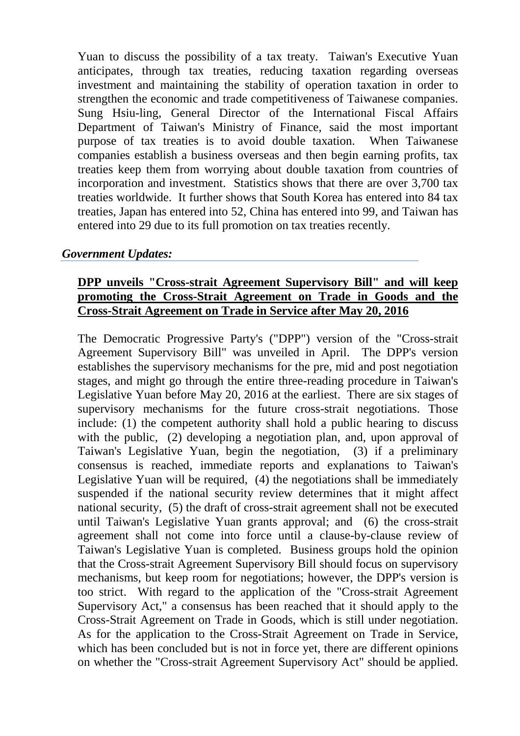Yuan to discuss the possibility of a tax treaty. Taiwan's Executive Yuan anticipates, through tax treaties, reducing taxation regarding overseas investment and maintaining the stability of operation taxation in order to strengthen the economic and trade competitiveness of Taiwanese companies. Sung Hsiu-ling, General Director of the International Fiscal Affairs Department of Taiwan's Ministry of Finance, said the most important purpose of tax treaties is to avoid double taxation. When Taiwanese companies establish a business overseas and then begin earning profits, tax treaties keep them from worrying about double taxation from countries of incorporation and investment. Statistics shows that there are over 3,700 tax treaties worldwide. It further shows that South Korea has entered into 84 tax treaties, Japan has entered into 52, China has entered into 99, and Taiwan has entered into 29 due to its full promotion on tax treaties recently.

## *Government Updates:*

### DPP unveils "Cross-strait Agreement Supervisory Bill" and will keep promoting the Cross-Strait Agreement on Trade in Goods and the Cross-Strait Agreement on Trade in Service after May 20, 2016

The Democratic Progressive Party's ("DPP") version of the "Cross-strait Agreement Supervisory Bill" was unveiled in April. The DPP's version establishes the supervisory mechanisms for the pre, mid and post negotiation stages, and might go through the entire three-reading procedure in Taiwan's Legislative Yuan before May 20, 2016 at the earliest. There are six stages of supervisory mechanisms for the future cross-strait negotiations. Those include: (1) the competent authority shall hold a public hearing to discuss with the public, (2) developing a negotiation plan, and, upon approval of Taiwan's Legislative Yuan, begin the negotiation, (3) if a preliminary consensus is reached, immediate reports and explanations to Taiwan's Legislative Yuan will be required, (4) the negotiations shall be immediately suspended if the national security review determines that it might affect national security, (5) the draft of cross-strait agreement shall not be executed until Taiwan's Legislative Yuan grants approval; and (6) the cross-strait agreement shall not come into force until a clause-by-clause review of Taiwan's Legislative Yuan is completed. Business groups hold the opinion that the Cross-strait Agreement Supervisory Bill should focus on supervisory mechanisms, but keep room for negotiations; however, the DPP's version is too strict. With regard to the application of the "Cross-strait Agreement Supervisory Act," a consensus has been reached that it should apply to the Cross-Strait Agreement on Trade in Goods, which is still under negotiation. As for the application to the Cross-Strait Agreement on Trade in Service, which has been concluded but is not in force yet, there are different opinions on whether the "Cross-strait Agreement Supervisory Act" should be applied.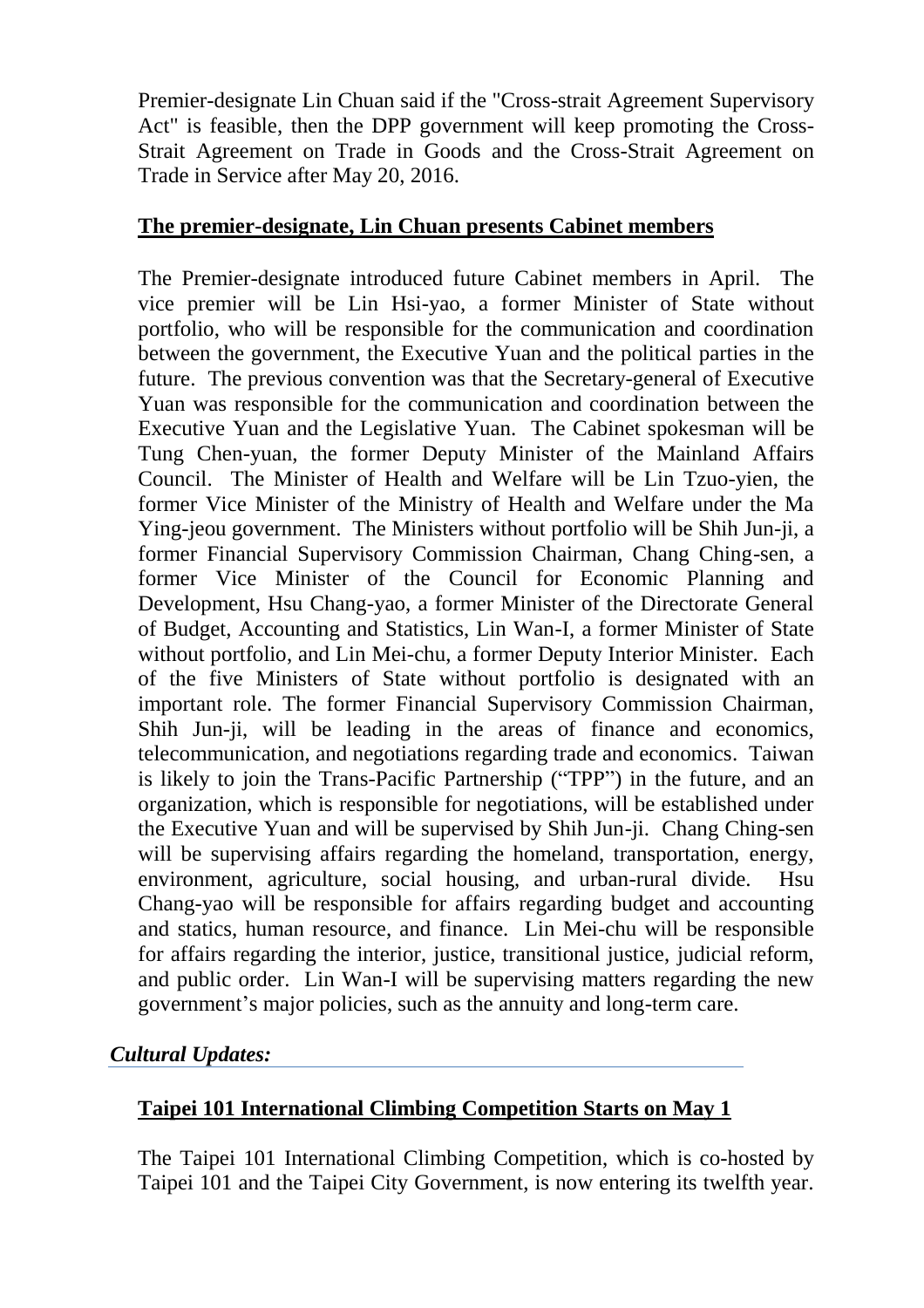Premier-designate Lin Chuan said if the "Cross-strait Agreement Supervisory Act" is feasible, then the DPP government will keep promoting the Cross-Strait Agreement on Trade in Goods and the Cross-Strait Agreement on Trade in Service after May 20, 2016.

## The premier-designate, Lin Chuan presents Cabinet members

The Premier-designate introduced future Cabinet members in April. The vice premier will be Lin Hsi-yao, a former Minister of State without portfolio, who will be responsible for the communication and coordination between the government, the Executive Yuan and the political parties in the future. The previous convention was that the Secretary-general of Executive Yuan was responsible for the communication and coordination between the Executive Yuan and the Legislative Yuan. The Cabinet spokesman will be Tung Chen-yuan, the former Deputy Minister of the Mainland Affairs Council. The Minister of Health and Welfare will be Lin Tzuo-yien, the former Vice Minister of the Ministry of Health and Welfare under the Ma Ying-jeou government. The Ministers without portfolio will be Shih Jun-ji, a former Financial Supervisory Commission Chairman, Chang Ching-sen, a former Vice Minister of the Council for Economic Planning and Development, Hsu Chang-yao, a former Minister of the Directorate General of Budget, Accounting and Statistics, Lin Wan-I, a former Minister of State without portfolio, and Lin Mei-chu, a former Deputy Interior Minister. Each of the five Ministers of State without portfolio is designated with an important role. The former Financial Supervisory Commission Chairman, Shih Jun-ji, will be leading in the areas of finance and economics, telecommunication, and negotiations regarding trade and economics. Taiwan is likely to join the Trans-Pacific Partnership ("TPP") in the future, and an organization, which is responsible for negotiations, will be established under the Executive Yuan and will be supervised by Shih Jun-ji. Chang Ching-sen will be supervising affairs regarding the homeland, transportation, energy, environment, agriculture, social housing, and urban-rural divide. Hsu Chang-yao will be responsible for affairs regarding budget and accounting and statics, human resource, and finance. Lin Mei-chu will be responsible for affairs regarding the interior, justice, transitional justice, judicial reform, and public order. Lin Wan-I will be supervising matters regarding the new government's major policies, such as the annuity and long-term care.

# *Cultural Updates:*

## Taipei 101 International Climbing Competition Starts on May 1

The Taipei 101 International Climbing Competition, which is co-hosted by Taipei 101 and the Taipei City Government, is now entering its twelfth year.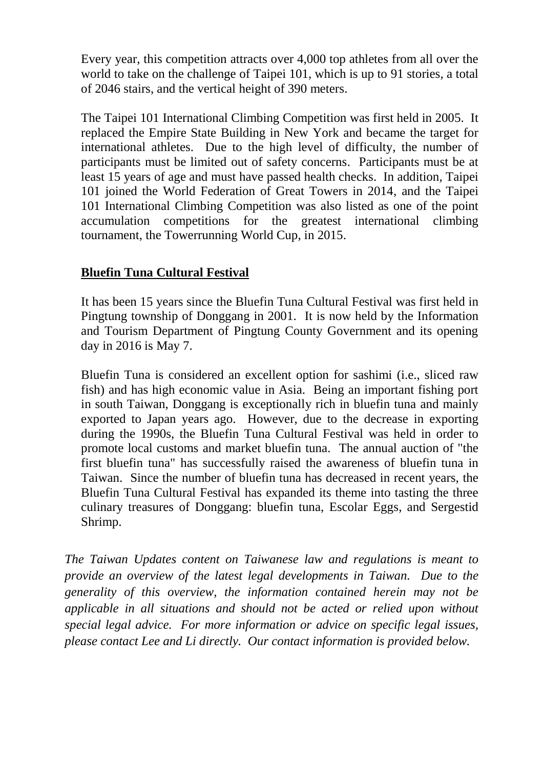Every year, this competition attracts over 4,000 top athletes from all over the world to take on the challenge of Taipei 101, which is up to 91 stories, a total of 2046 stairs, and the vertical height of 390 meters.

The Taipei 101 International Climbing Competition was first held in 2005. It replaced the Empire State Building in New York and became the target for international athletes. Due to the high level of difficulty, the number of participants must be limited out of safety concerns. Participants must be at least 15 years of age and must have passed health checks. In addition, Taipei 101 joined the World Federation of Great Towers in 2014, and the Taipei 101 International Climbing Competition was also listed as one of the point accumulation competitions for the greatest international climbing tournament, the Towerrunning World Cup, in 2015.

**Bluefin Tuna Cultural Festival**

It has been 15 years since the Bluefin Tuna Cultural Festival was first held in Pingtung township of Donggang in 2001. It is now held by the Information and Tourism Department of Pingtung County Government and its opening day in 2016 is May 7.

Bluefin Tuna is considered an excellent option for sashimi (i.e., sliced raw fish) and has high economic value in Asia. Being an important fishing port in south Taiwan, Donggang is exceptionally rich in bluefin tuna and mainly exported to Japan years ago. However, due to the decrease in exporting during the 1990s, the Bluefin Tuna Cultural Festival was held in order to promote local customs and market bluefin tuna. The annual auction of "the first bluefin tuna" has successfully raised the awareness of bluefin tuna in Taiwan. Since the number of bluefin tuna has decreased in recent years, the Bluefin Tuna Cultural Festival has expanded its theme into tasting the three culinary treasures of Donggang: bluefin tuna, Escolar Eggs, and Sergestid Shrimp.

*The Taiwan Updates content on Taiwanese law and regulations is meant to provide an overview of the latest legal developments in Taiwan. Due to the generality of this overview, the information contained herein may not be applicable in all situations and should not be acted or relied upon without special legal advice. For more information or advice on specific legal issues, please contact Lee and Li directly. Our contact information is provided below.*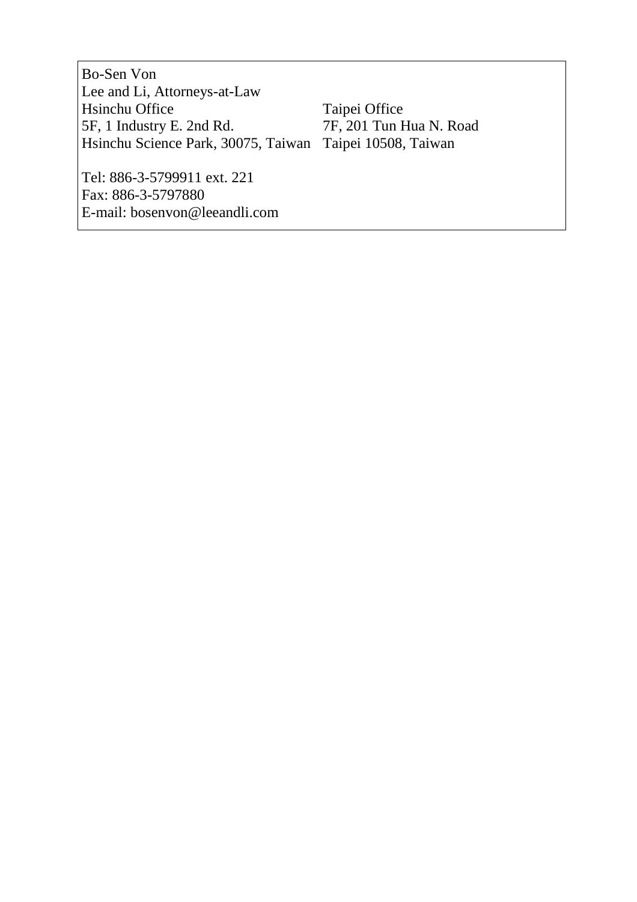Bo-Sen Von
Lee and Li, Attorneys-at-Law

| | |
|---|---|
| Hsinchu Office | Taipei Office |
| 5F, 1 Industry E. 2nd Rd. | 7F, 201 Tun Hua N. Road |
| Hsinchu Science Park, 30075, Taiwan | Taipei 10508, Taiwan |

Tel: 886-3-5799911 ext. 221
Fax: 886-3-5797880
E-mail: bosenvon@leeandli.com